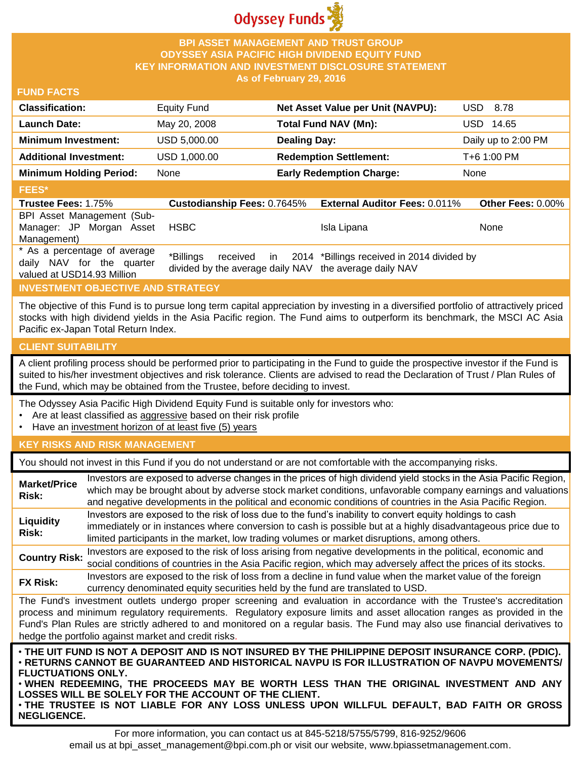Odyssey Funds

# BPI ASSET MANAGEMENT AND TRUST GROUP
# ODYSSEY ASIA PACIFIC HIGH DIVIDEND EQUITY FUND
# KEY INFORMATION AND INVESTMENT DISCLOSURE STATEMENT
## As of February 29, 2016

## FUND FACTS

| | | | |
|---|---|---|---|
| **Classification:** | Equity Fund | **Net Asset Value per Unit (NAVPU):** | USD 8.78 |
| **Launch Date:** | May 20, 2008 | **Total Fund NAV (Mn):** | USD 14.65 |
| **Minimum Investment:** | USD 5,000.00 | **Dealing Day:** | Daily up to 2:00 PM |
| **Additional Investment:** | USD 1,000.00 | **Redemption Settlement:** | T+6 1:00 PM |
| **Minimum Holding Period:** | None | **Early Redemption Charge:** | None |

## FEES*

| **Trustee Fees:** 1.75% | **Custodianship Fees:** 0.7645% | **External Auditor Fees:** 0.011% | **Other Fees:** 0.00% |
|---|---|---|---|
| BPI Asset Management (Sub-Manager: JP Morgan Asset Management) | HSBC | Isla Lipana | None |
| * As a percentage of average daily NAV for the quarter valued at USD14.93 Million | *Billings received in 2014 divided by the average daily NAV | *Billings received in 2014 divided by the average daily NAV | |

## INVESTMENT OBJECTIVE AND STRATEGY

The objective of this Fund is to pursue long term capital appreciation by investing in a diversified portfolio of attractively priced stocks with high dividend yields in the Asia Pacific region. The Fund aims to outperform its benchmark, the MSCI AC Asia Pacific ex-Japan Total Return Index.

## CLIENT SUITABILITY

A client profiling process should be performed prior to participating in the Fund to guide the prospective investor if the Fund is suited to his/her investment objectives and risk tolerance. Clients are advised to read the Declaration of Trust / Plan Rules of the Fund, which may be obtained from the Trustee, before deciding to invest.

The Odyssey Asia Pacific High Dividend Equity Fund is suitable only for investors who:

- Are at least classified as aggressive based on their risk profile
- Have an investment horizon of at least five (5) years

## KEY RISKS AND RISK MANAGEMENT

You should not invest in this Fund if you do not understand or are not comfortable with the accompanying risks.

| | |
|---|---|
| **Market/Price Risk:** | Investors are exposed to adverse changes in the prices of high dividend yield stocks in the Asia Pacific Region, which may be brought about by adverse stock market conditions, unfavorable company earnings and valuations and negative developments in the political and economic conditions of countries in the Asia Pacific Region. |
| **Liquidity Risk:** | Investors are exposed to the risk of loss due to the fund's inability to convert equity holdings to cash immediately or in instances where conversion to cash is possible but at a highly disadvantageous price due to limited participants in the market, low trading volumes or market disruptions, among others. |
| **Country Risk:** | Investors are exposed to the risk of loss arising from negative developments in the political, economic and social conditions of countries in the Asia Pacific region, which may adversely affect the prices of its stocks. |
| **FX Risk:** | Investors are exposed to the risk of loss from a decline in fund value when the market value of the foreign currency denominated equity securities held by the fund are translated to USD. |

The Fund's investment outlets undergo proper screening and evaluation in accordance with the Trustee's accreditation process and minimum regulatory requirements. Regulatory exposure limits and asset allocation ranges as provided in the Fund's Plan Rules are strictly adhered to and monitored on a regular basis. The Fund may also use financial derivatives to hedge the portfolio against market and credit risks.

- **THE UIT FUND IS NOT A DEPOSIT AND IS NOT INSURED BY THE PHILIPPINE DEPOSIT INSURANCE CORP. (PDIC).**
- **RETURNS CANNOT BE GUARANTEED AND HISTORICAL NAVPU IS FOR ILLUSTRATION OF NAVPU MOVEMENTS/ FLUCTUATIONS ONLY.**
- **WHEN REDEEMING, THE PROCEEDS MAY BE WORTH LESS THAN THE ORIGINAL INVESTMENT AND ANY LOSSES WILL BE SOLELY FOR THE ACCOUNT OF THE CLIENT.**
- **THE TRUSTEE IS NOT LIABLE FOR ANY LOSS UNLESS UPON WILLFUL DEFAULT, BAD FAITH OR GROSS NEGLIGENCE.**

For more information, you can contact us at 845-5218/5755/5799, 816-9252/9606 email us at bpi_asset_management@bpi.com.ph or visit our website, www.bpiassetmanagement.com.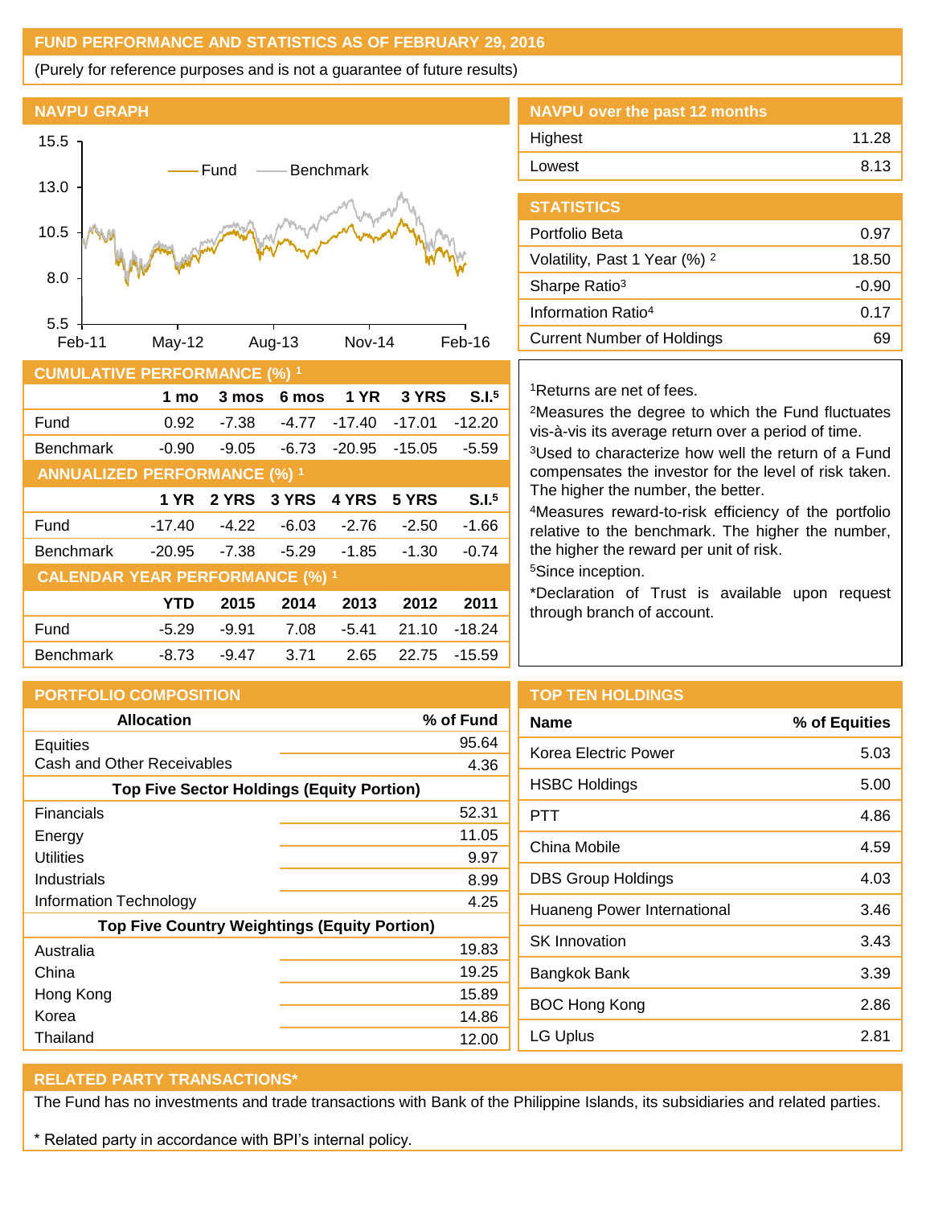## FUND PERFORMANCE AND STATISTICS AS OF FEBRUARY 29, 2016

(Purely for reference purposes and is not a guarantee of future results)

### NAVPU GRAPH

Fund — Benchmark

15.5, 13.0, 10.5, 8.0, 5.5

Feb-11, May-12, Aug-13, Nov-14, Feb-16

### NAVPU over the past 12 months

| | |
|---|---|
| Highest | 11.28 |
| Lowest | 8.13 |

### STATISTICS

| | |
|---|---|
| Portfolio Beta | 0.97 |
| Volatility, Past 1 Year (%) [2] | 18.50 |
| Sharpe Ratio[3] | -0.90 |
| Information Ratio[4] | 0.17 |
| Current Number of Holdings | 69 |

### CUMULATIVE PERFORMANCE (%) [1]

| | 1 mo | 3 mos | 6 mos | 1 YR | 3 YRS | S.I.[5] |
|---|---|---|---|---|---|---|
| Fund | 0.92 | -7.38 | -4.77 | -17.40 | -17.01 | -12.20 |
| Benchmark | -0.90 | -9.05 | -6.73 | -20.95 | -15.05 | -5.59 |

### ANNUALIZED PERFORMANCE (%) [1]

| | 1 YR | 2 YRS | 3 YRS | 4 YRS | 5 YRS | S.I.[5] |
|---|---|---|---|---|---|---|
| Fund | -17.40 | -4.22 | -6.03 | -2.76 | -2.50 | -1.66 |
| Benchmark | -20.95 | -7.38 | -5.29 | -1.85 | -1.30 | -0.74 |

### CALENDAR YEAR PERFORMANCE (%) [1]

| | YTD | 2015 | 2014 | 2013 | 2012 | 2011 |
|---|---|---|---|---|---|---|
| Fund | -5.29 | -9.91 | 7.08 | -5.41 | 21.10 | -18.24 |
| Benchmark | -8.73 | -9.47 | 3.71 | 2.65 | 22.75 | -15.59 |

[1]Returns are net of fees.

[2]Measures the degree to which the Fund fluctuates vis-à-vis its average return over a period of time.

[3]Used to characterize how well the return of a Fund compensates the investor for the level of risk taken. The higher the number, the better.

[4]Measures reward-to-risk efficiency of the portfolio relative to the benchmark. The higher the number, the higher the reward per unit of risk.

[5]Since inception.

*Declaration of Trust is available upon request through branch of account.

### PORTFOLIO COMPOSITION

| Allocation | % of Fund |
|---|---|
| Equities | 95.64 |
| Cash and Other Receivables | 4.36 |
| **Top Five Sector Holdings (Equity Portion)** | |
| Financials | 52.31 |
| Energy | 11.05 |
| Utilities | 9.97 |
| Industrials | 8.99 |
| Information Technology | 4.25 |
| **Top Five Country Weightings (Equity Portion)** | |
| Australia | 19.83 |
| China | 19.25 |
| Hong Kong | 15.89 |
| Korea | 14.86 |
| Thailand | 12.00 |

### TOP TEN HOLDINGS

| Name | % of Equities |
|---|---|
| Korea Electric Power | 5.03 |
| HSBC Holdings | 5.00 |
| PTT | 4.86 |
| China Mobile | 4.59 |
| DBS Group Holdings | 4.03 |
| Huaneng Power International | 3.46 |
| SK Innovation | 3.43 |
| Bangkok Bank | 3.39 |
| BOC Hong Kong | 2.86 |
| LG Uplus | 2.81 |

### RELATED PARTY TRANSACTIONS*

The Fund has no investments and trade transactions with Bank of the Philippine Islands, its subsidiaries and related parties.

* Related party in accordance with BPI's internal policy.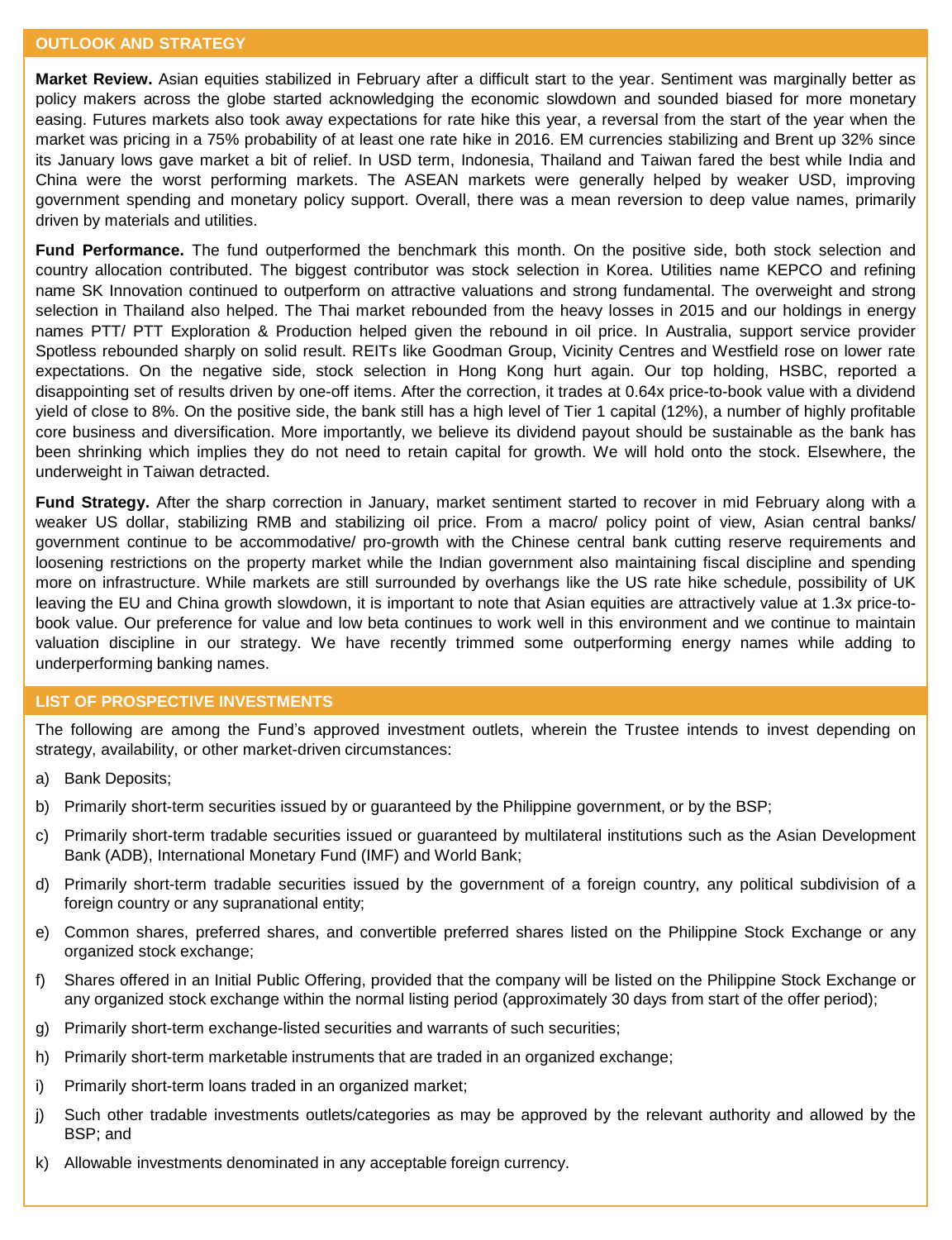## OUTLOOK AND STRATEGY

**Market Review.** Asian equities stabilized in February after a difficult start to the year. Sentiment was marginally better as policy makers across the globe started acknowledging the economic slowdown and sounded biased for more monetary easing. Futures markets also took away expectations for rate hike this year, a reversal from the start of the year when the market was pricing in a 75% probability of at least one rate hike in 2016. EM currencies stabilizing and Brent up 32% since its January lows gave market a bit of relief. In USD term, Indonesia, Thailand and Taiwan fared the best while India and China were the worst performing markets. The ASEAN markets were generally helped by weaker USD, improving government spending and monetary policy support. Overall, there was a mean reversion to deep value names, primarily driven by materials and utilities.

**Fund Performance.** The fund outperformed the benchmark this month. On the positive side, both stock selection and country allocation contributed. The biggest contributor was stock selection in Korea. Utilities name KEPCO and refining name SK Innovation continued to outperform on attractive valuations and strong fundamental. The overweight and strong selection in Thailand also helped. The Thai market rebounded from the heavy losses in 2015 and our holdings in energy names PTT/ PTT Exploration & Production helped given the rebound in oil price. In Australia, support service provider Spotless rebounded sharply on solid result. REITs like Goodman Group, Vicinity Centres and Westfield rose on lower rate expectations. On the negative side, stock selection in Hong Kong hurt again. Our top holding, HSBC, reported a disappointing set of results driven by one-off items. After the correction, it trades at 0.64x price-to-book value with a dividend yield of close to 8%. On the positive side, the bank still has a high level of Tier 1 capital (12%), a number of highly profitable core business and diversification. More importantly, we believe its dividend payout should be sustainable as the bank has been shrinking which implies they do not need to retain capital for growth. We will hold onto the stock. Elsewhere, the underweight in Taiwan detracted.

**Fund Strategy.** After the sharp correction in January, market sentiment started to recover in mid February along with a weaker US dollar, stabilizing RMB and stabilizing oil price. From a macro/ policy point of view, Asian central banks/ government continue to be accommodative/ pro-growth with the Chinese central bank cutting reserve requirements and loosening restrictions on the property market while the Indian government also maintaining fiscal discipline and spending more on infrastructure. While markets are still surrounded by overhangs like the US rate hike schedule, possibility of UK leaving the EU and China growth slowdown, it is important to note that Asian equities are attractively value at 1.3x price-to-book value. Our preference for value and low beta continues to work well in this environment and we continue to maintain valuation discipline in our strategy. We have recently trimmed some outperforming energy names while adding to underperforming banking names.

## LIST OF PROSPECTIVE INVESTMENTS

The following are among the Fund's approved investment outlets, wherein the Trustee intends to invest depending on strategy, availability, or other market-driven circumstances:

a) Bank Deposits;

b) Primarily short-term securities issued by or guaranteed by the Philippine government, or by the BSP;

c) Primarily short-term tradable securities issued or guaranteed by multilateral institutions such as the Asian Development Bank (ADB), International Monetary Fund (IMF) and World Bank;

d) Primarily short-term tradable securities issued by the government of a foreign country, any political subdivision of a foreign country or any supranational entity;

e) Common shares, preferred shares, and convertible preferred shares listed on the Philippine Stock Exchange or any organized stock exchange;

f) Shares offered in an Initial Public Offering, provided that the company will be listed on the Philippine Stock Exchange or any organized stock exchange within the normal listing period (approximately 30 days from start of the offer period);

g) Primarily short-term exchange-listed securities and warrants of such securities;

h) Primarily short-term marketable instruments that are traded in an organized exchange;

i) Primarily short-term loans traded in an organized market;

j) Such other tradable investments outlets/categories as may be approved by the relevant authority and allowed by the BSP; and

k) Allowable investments denominated in any acceptable foreign currency.